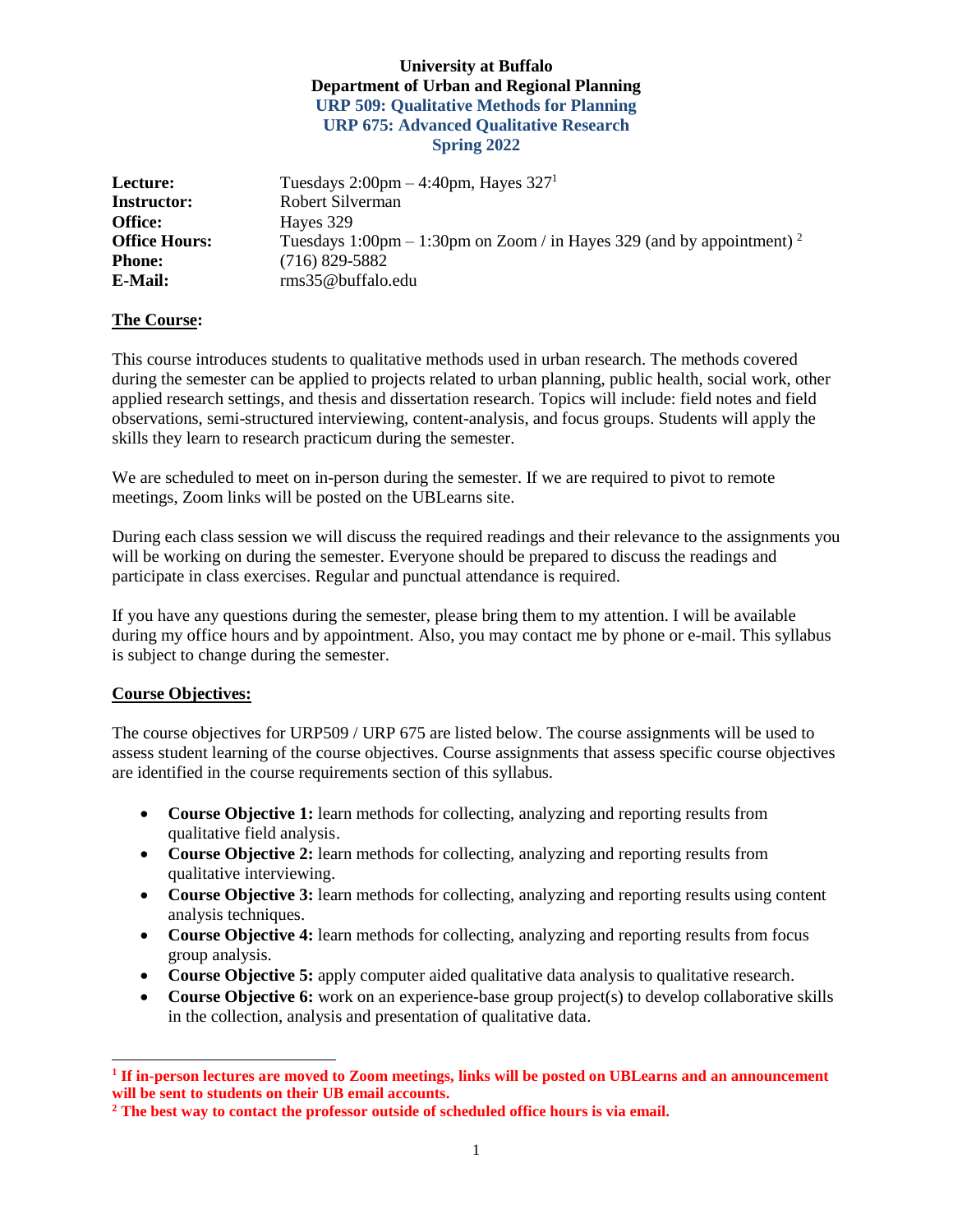**University at Buffalo**
**Department of Urban and Regional Planning**
**URP 509: Qualitative Methods for Planning**
**URP 675: Advanced Qualitative Research**
**Spring 2022**

| | |
|---|---|
| **Lecture:** | Tuesdays 2:00pm – 4:40pm, Hayes 327[1] |
| **Instructor:** | Robert Silverman |
| **Office:** | Hayes 329 |
| **Office Hours:** | Tuesdays 1:00pm – 1:30pm on Zoom / in Hayes 329 (and by appointment) [2] |
| **Phone:** | (716) 829-5882 |
| **E-Mail:** | rms35@buffalo.edu |

## The Course:

This course introduces students to qualitative methods used in urban research. The methods covered during the semester can be applied to projects related to urban planning, public health, social work, other applied research settings, and thesis and dissertation research. Topics will include: field notes and field observations, semi-structured interviewing, content-analysis, and focus groups. Students will apply the skills they learn to research practicum during the semester.

We are scheduled to meet on in-person during the semester. If we are required to pivot to remote meetings, Zoom links will be posted on the UBLearns site.

During each class session we will discuss the required readings and their relevance to the assignments you will be working on during the semester. Everyone should be prepared to discuss the readings and participate in class exercises. Regular and punctual attendance is required.

If you have any questions during the semester, please bring them to my attention. I will be available during my office hours and by appointment. Also, you may contact me by phone or e-mail. This syllabus is subject to change during the semester.

## Course Objectives:

The course objectives for URP509 / URP 675 are listed below. The course assignments will be used to assess student learning of the course objectives. Course assignments that assess specific course objectives are identified in the course requirements section of this syllabus.

- **Course Objective 1:** learn methods for collecting, analyzing and reporting results from qualitative field analysis.
- **Course Objective 2:** learn methods for collecting, analyzing and reporting results from qualitative interviewing.
- **Course Objective 3:** learn methods for collecting, analyzing and reporting results using content analysis techniques.
- **Course Objective 4:** learn methods for collecting, analyzing and reporting results from focus group analysis.
- **Course Objective 5:** apply computer aided qualitative data analysis to qualitative research.
- **Course Objective 6:** work on an experience-base group project(s) to develop collaborative skills in the collection, analysis and presentation of qualitative data.

---

**[1] If in-person lectures are moved to Zoom meetings, links will be posted on UBLearns and an announcement will be sent to students on their UB email accounts.**

**[2] The best way to contact the professor outside of scheduled office hours is via email.**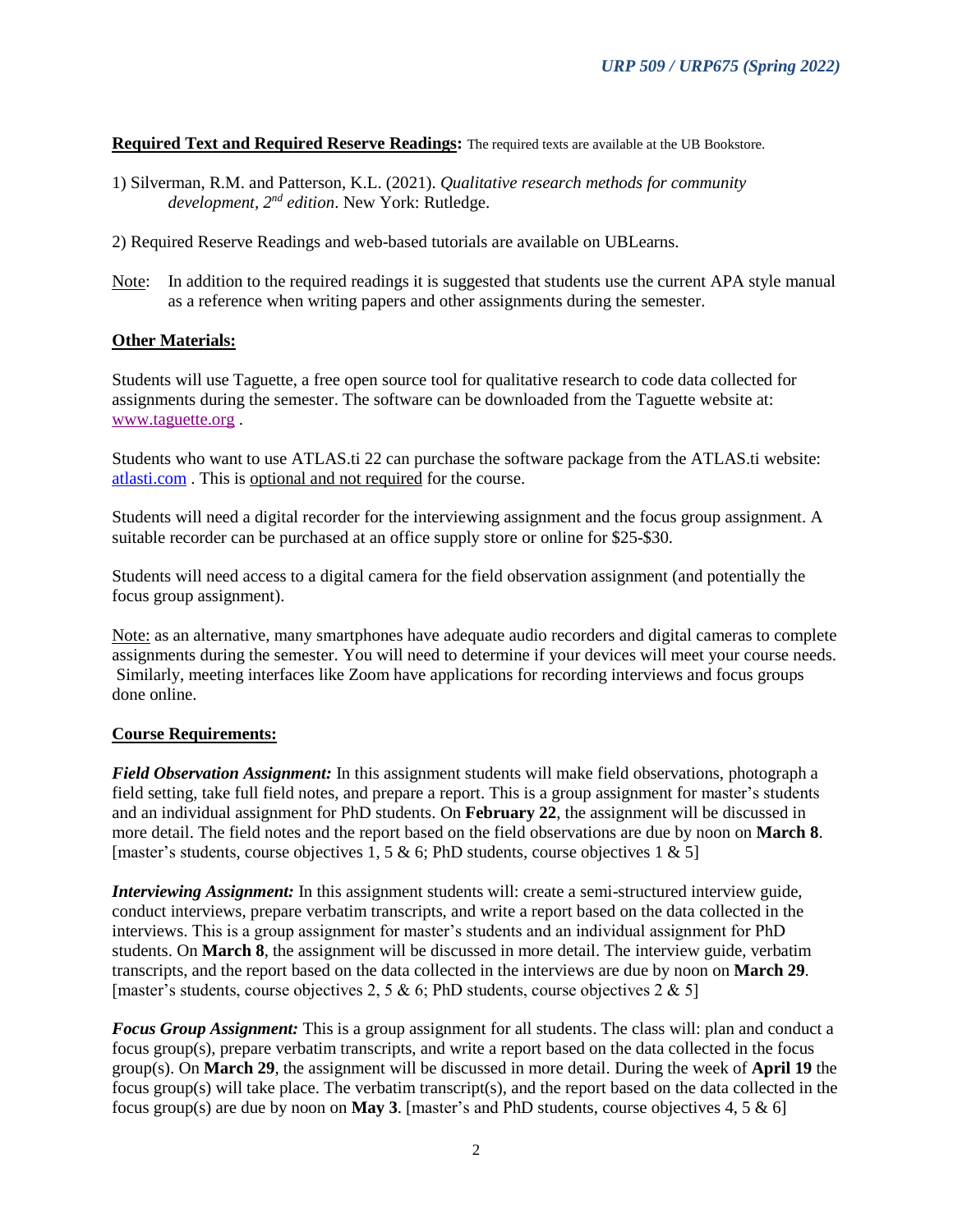**Required Text and Required Reserve Readings:** The required texts are available at the UB Bookstore.

1) Silverman, R.M. and Patterson, K.L. (2021). *Qualitative research methods for community development, 2nd edition*. New York: Rutledge.

2) Required Reserve Readings and web-based tutorials are available on UBLearns.

Note: In addition to the required readings it is suggested that students use the current APA style manual as a reference when writing papers and other assignments during the semester.

**Other Materials:**

Students will use Taguette, a free open source tool for qualitative research to code data collected for assignments during the semester. The software can be downloaded from the Taguette website at: www.taguette.org .

Students who want to use ATLAS.ti 22 can purchase the software package from the ATLAS.ti website: atlasti.com . This is optional and not required for the course.

Students will need a digital recorder for the interviewing assignment and the focus group assignment. A suitable recorder can be purchased at an office supply store or online for $25-$30.

Students will need access to a digital camera for the field observation assignment (and potentially the focus group assignment).

Note: as an alternative, many smartphones have adequate audio recorders and digital cameras to complete assignments during the semester. You will need to determine if your devices will meet your course needs. Similarly, meeting interfaces like Zoom have applications for recording interviews and focus groups done online.

**Course Requirements:**

***Field Observation Assignment:*** In this assignment students will make field observations, photograph a field setting, take full field notes, and prepare a report. This is a group assignment for master's students and an individual assignment for PhD students. On **February 22**, the assignment will be discussed in more detail. The field notes and the report based on the field observations are due by noon on **March 8**. [master's students, course objectives 1, 5 & 6; PhD students, course objectives 1 & 5]

***Interviewing Assignment:*** In this assignment students will: create a semi-structured interview guide, conduct interviews, prepare verbatim transcripts, and write a report based on the data collected in the interviews. This is a group assignment for master's students and an individual assignment for PhD students. On **March 8**, the assignment will be discussed in more detail. The interview guide, verbatim transcripts, and the report based on the data collected in the interviews are due by noon on **March 29**. [master's students, course objectives 2, 5 & 6; PhD students, course objectives 2 & 5]

***Focus Group Assignment:*** This is a group assignment for all students. The class will: plan and conduct a focus group(s), prepare verbatim transcripts, and write a report based on the data collected in the focus group(s). On **March 29**, the assignment will be discussed in more detail. During the week of **April 19** the focus group(s) will take place. The verbatim transcript(s), and the report based on the data collected in the focus group(s) are due by noon on **May 3**. [master's and PhD students, course objectives 4, 5 & 6]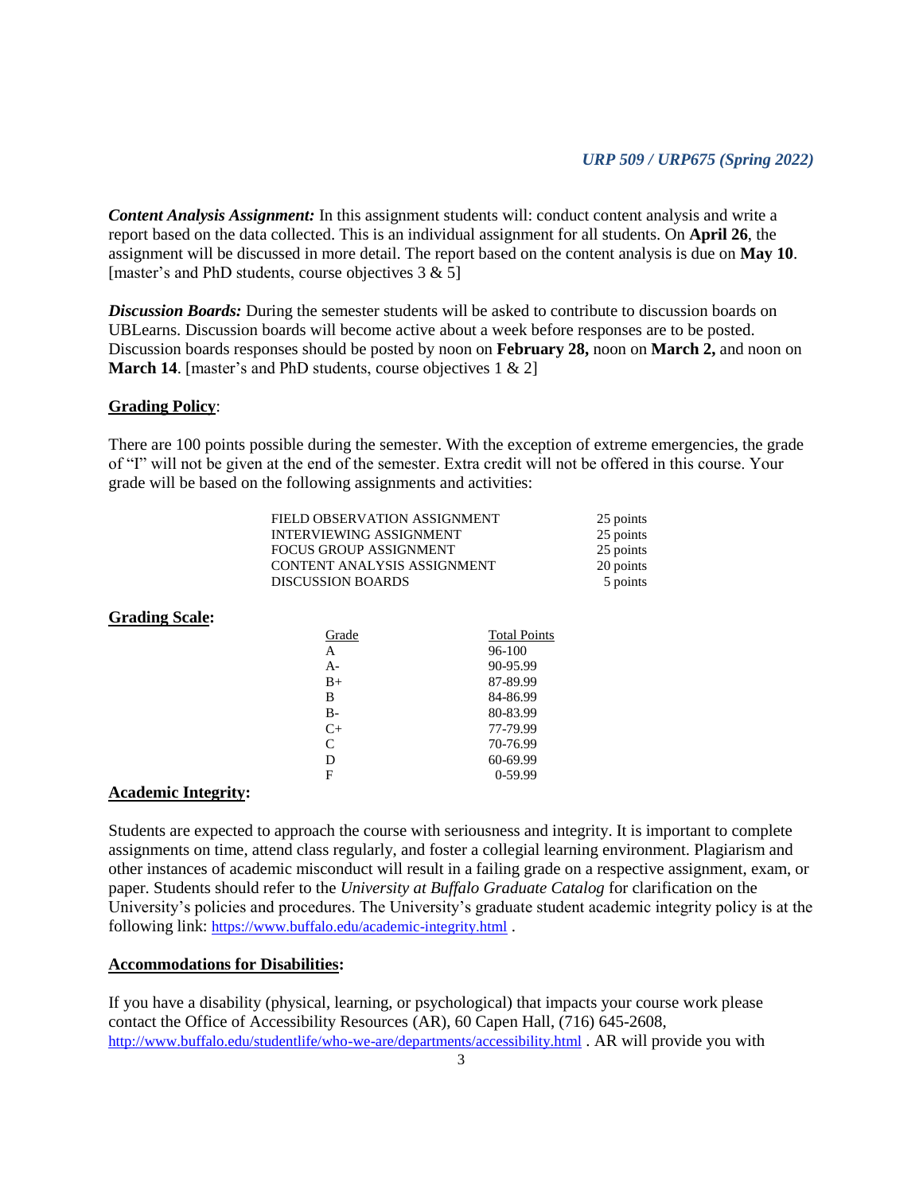***Content Analysis Assignment:*** In this assignment students will: conduct content analysis and write a report based on the data collected. This is an individual assignment for all students. On **April 26**, the assignment will be discussed in more detail. The report based on the content analysis is due on **May 10**. [master's and PhD students, course objectives 3 & 5]

***Discussion Boards:*** During the semester students will be asked to contribute to discussion boards on UBLearns. Discussion boards will become active about a week before responses are to be posted. Discussion boards responses should be posted by noon on **February 28,** noon on **March 2,** and noon on **March 14**. [master's and PhD students, course objectives 1 & 2]

## Grading Policy:

There are 100 points possible during the semester. With the exception of extreme emergencies, the grade of "I" will not be given at the end of the semester. Extra credit will not be offered in this course. Your grade will be based on the following assignments and activities:

| Assignment | Points |
| --- | --- |
| FIELD OBSERVATION ASSIGNMENT | 25 points |
| INTERVIEWING ASSIGNMENT | 25 points |
| FOCUS GROUP ASSIGNMENT | 25 points |
| CONTENT ANALYSIS ASSIGNMENT | 20 points |
| DISCUSSION BOARDS | 5 points |

## Grading Scale:

| Grade | Total Points |
| --- | --- |
| A | 96-100 |
| A- | 90-95.99 |
| B+ | 87-89.99 |
| B | 84-86.99 |
| B- | 80-83.99 |
| C+ | 77-79.99 |
| C | 70-76.99 |
| D | 60-69.99 |
| F | 0-59.99 |

## Academic Integrity:

Students are expected to approach the course with seriousness and integrity. It is important to complete assignments on time, attend class regularly, and foster a collegial learning environment. Plagiarism and other instances of academic misconduct will result in a failing grade on a respective assignment, exam, or paper. Students should refer to the *University at Buffalo Graduate Catalog* for clarification on the University's policies and procedures. The University's graduate student academic integrity policy is at the following link: https://www.buffalo.edu/academic-integrity.html .

## Accommodations for Disabilities:

If you have a disability (physical, learning, or psychological) that impacts your course work please contact the Office of Accessibility Resources (AR), 60 Capen Hall, (716) 645-2608, http://www.buffalo.edu/studentlife/who-we-are/departments/accessibility.html . AR will provide you with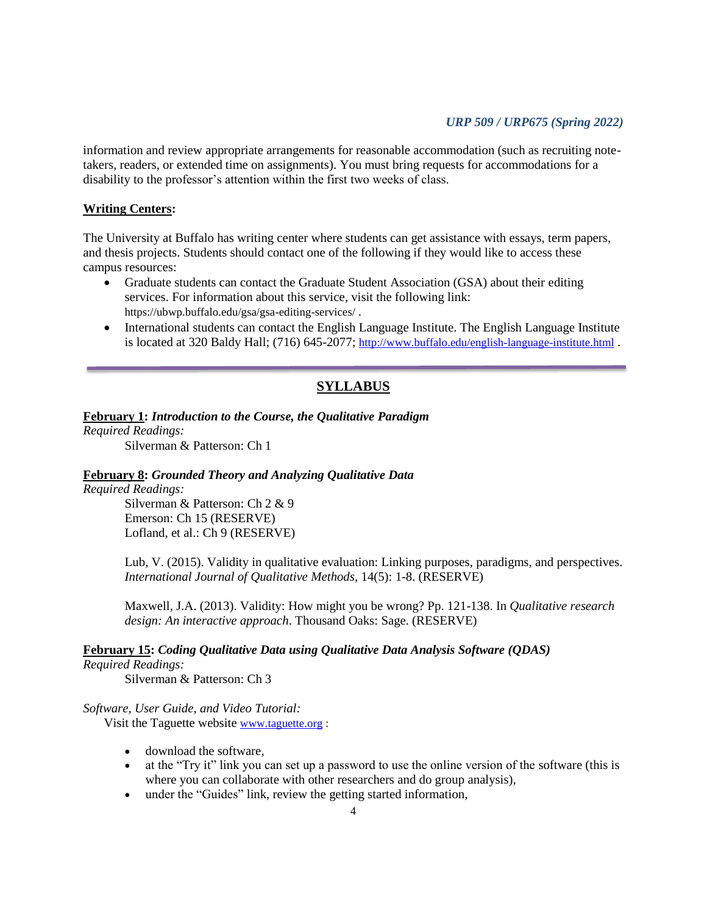information and review appropriate arrangements for reasonable accommodation (such as recruiting note-takers, readers, or extended time on assignments). You must bring requests for accommodations for a disability to the professor's attention within the first two weeks of class.

**Writing Centers:**

The University at Buffalo has writing center where students can get assistance with essays, term papers, and thesis projects. Students should contact one of the following if they would like to access these campus resources:

- Graduate students can contact the Graduate Student Association (GSA) about their editing services. For information about this service, visit the following link: https://ubwp.buffalo.edu/gsa/gsa-editing-services/ .
- International students can contact the English Language Institute. The English Language Institute is located at 320 Baldy Hall; (716) 645-2077; http://www.buffalo.edu/english-language-institute.html .

---

## SYLLABUS

**February 1: *Introduction to the Course, the Qualitative Paradigm***

*Required Readings:*

Silverman & Patterson: Ch 1

**February 8: *Grounded Theory and Analyzing Qualitative Data***

*Required Readings:*

Silverman & Patterson: Ch 2 & 9
Emerson: Ch 15 (RESERVE)
Lofland, et al.: Ch 9 (RESERVE)

Lub, V. (2015). Validity in qualitative evaluation: Linking purposes, paradigms, and perspectives. *International Journal of Qualitative Methods*, 14(5): 1-8. (RESERVE)

Maxwell, J.A. (2013). Validity: How might you be wrong? Pp. 121-138. In *Qualitative research design: An interactive approach*. Thousand Oaks: Sage. (RESERVE)

**February 15: *Coding Qualitative Data using Qualitative Data Analysis Software (QDAS)***

*Required Readings:*

Silverman & Patterson: Ch 3

*Software, User Guide, and Video Tutorial:*

Visit the Taguette website www.taguette.org :

- download the software,
- at the "Try it" link you can set up a password to use the online version of the software (this is where you can collaborate with other researchers and do group analysis),
- under the "Guides" link, review the getting started information,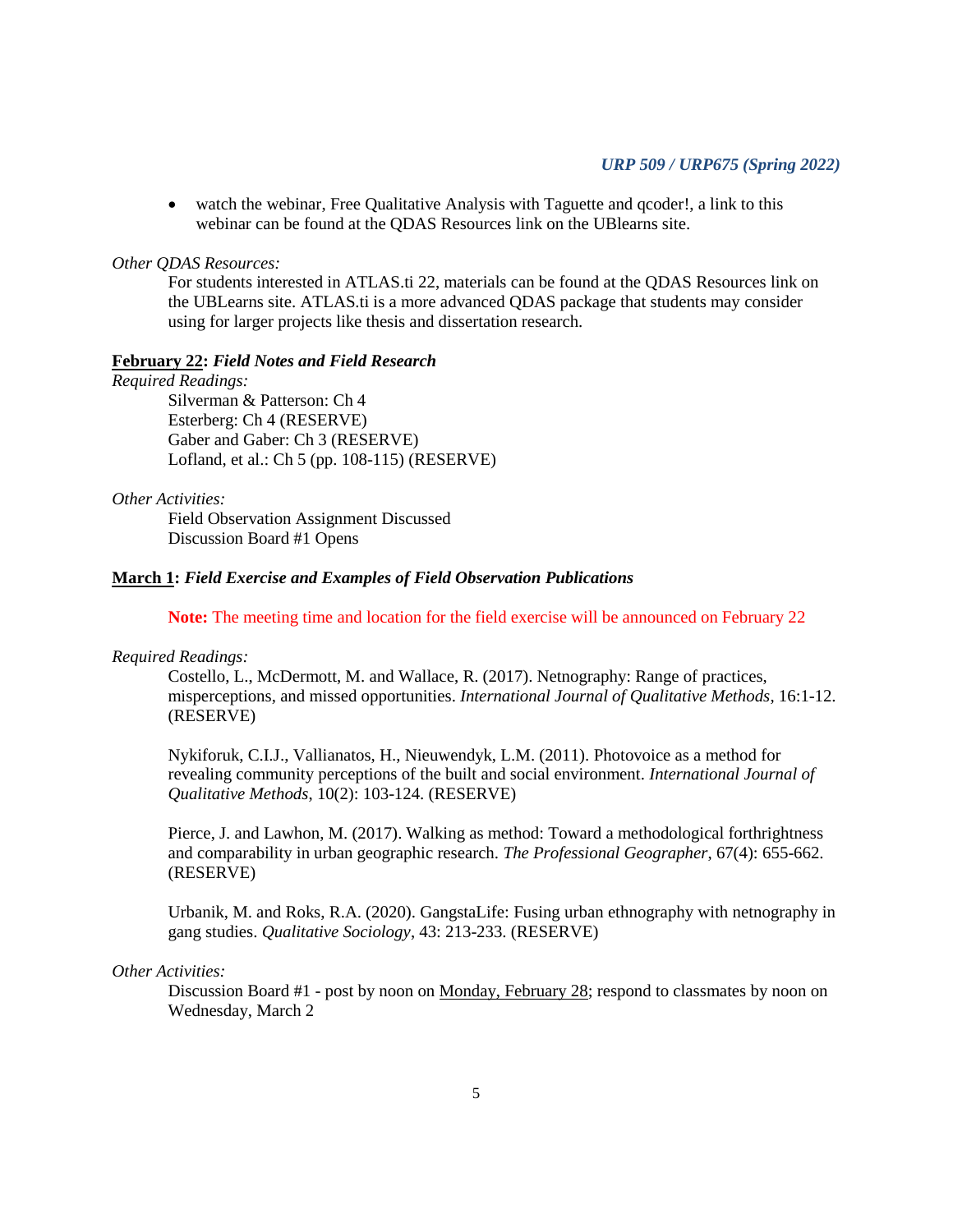- watch the webinar, Free Qualitative Analysis with Taguette and qcoder!, a link to this webinar can be found at the QDAS Resources link on the UBlearns site.

*Other QDAS Resources:*

For students interested in ATLAS.ti 22, materials can be found at the QDAS Resources link on the UBLearns site. ATLAS.ti is a more advanced QDAS package that students may consider using for larger projects like thesis and dissertation research.

**February 22: *Field Notes and Field Research***

*Required Readings:*

Silverman & Patterson: Ch 4
Esterberg: Ch 4 (RESERVE)
Gaber and Gaber: Ch 3 (RESERVE)
Lofland, et al.: Ch 5 (pp. 108-115) (RESERVE)

*Other Activities:*

Field Observation Assignment Discussed
Discussion Board #1 Opens

**March 1: *Field Exercise and Examples of Field Observation Publications***

**Note:** The meeting time and location for the field exercise will be announced on February 22

*Required Readings:*

Costello, L., McDermott, M. and Wallace, R. (2017). Netnography: Range of practices, misperceptions, and missed opportunities. *International Journal of Qualitative Methods*, 16:1-12. (RESERVE)

Nykiforuk, C.I.J., Vallianatos, H., Nieuwendyk, L.M. (2011). Photovoice as a method for revealing community perceptions of the built and social environment. *International Journal of Qualitative Methods*, 10(2): 103-124. (RESERVE)

Pierce, J. and Lawhon, M. (2017). Walking as method: Toward a methodological forthrightness and comparability in urban geographic research. *The Professional Geographer*, 67(4): 655-662. (RESERVE)

Urbanik, M. and Roks, R.A. (2020). GangstaLife: Fusing urban ethnography with netnography in gang studies. *Qualitative Sociology*, 43: 213-233. (RESERVE)

*Other Activities:*

Discussion Board #1 - post by noon on Monday, February 28; respond to classmates by noon on Wednesday, March 2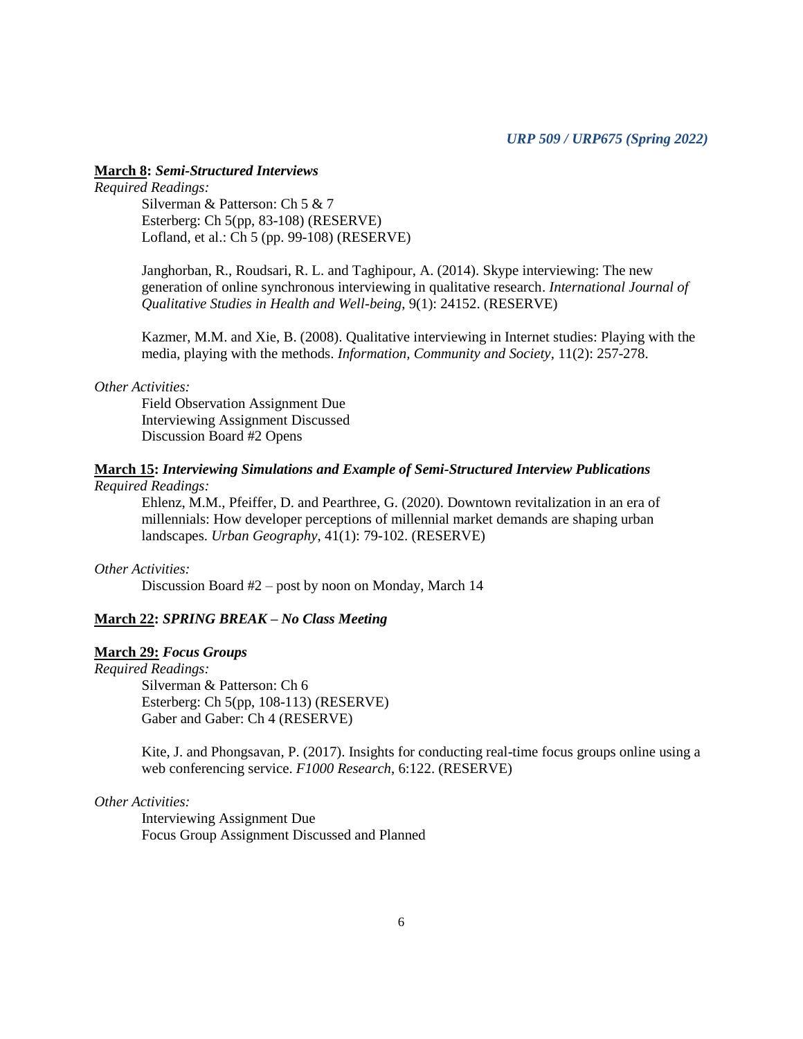**March 8:** ***Semi-Structured Interviews***

*Required Readings:*

Silverman & Patterson: Ch 5 & 7
Esterberg: Ch 5(pp, 83-108) (RESERVE)
Lofland, et al.: Ch 5 (pp. 99-108) (RESERVE)

Janghorban, R., Roudsari, R. L. and Taghipour, A. (2014). Skype interviewing: The new generation of online synchronous interviewing in qualitative research. *International Journal of Qualitative Studies in Health and Well-being*, 9(1): 24152. (RESERVE)

Kazmer, M.M. and Xie, B. (2008). Qualitative interviewing in Internet studies: Playing with the media, playing with the methods. *Information, Community and Society*, 11(2): 257-278.

*Other Activities:*

Field Observation Assignment Due
Interviewing Assignment Discussed
Discussion Board #2 Opens

**March 15:** ***Interviewing Simulations and Example of Semi-Structured Interview Publications***

*Required Readings:*

Ehlenz, M.M., Pfeiffer, D. and Pearthree, G. (2020). Downtown revitalization in an era of millennials: How developer perceptions of millennial market demands are shaping urban landscapes. *Urban Geography*, 41(1): 79-102. (RESERVE)

*Other Activities:*

Discussion Board #2 – post by noon on Monday, March 14

**March 22:** ***SPRING BREAK – No Class Meeting***

**March 29:** ***Focus Groups***

*Required Readings:*

Silverman & Patterson: Ch 6
Esterberg: Ch 5(pp, 108-113) (RESERVE)
Gaber and Gaber: Ch 4 (RESERVE)

Kite, J. and Phongsavan, P. (2017). Insights for conducting real-time focus groups online using a web conferencing service. *F1000 Research*, 6:122. (RESERVE)

*Other Activities:*

Interviewing Assignment Due
Focus Group Assignment Discussed and Planned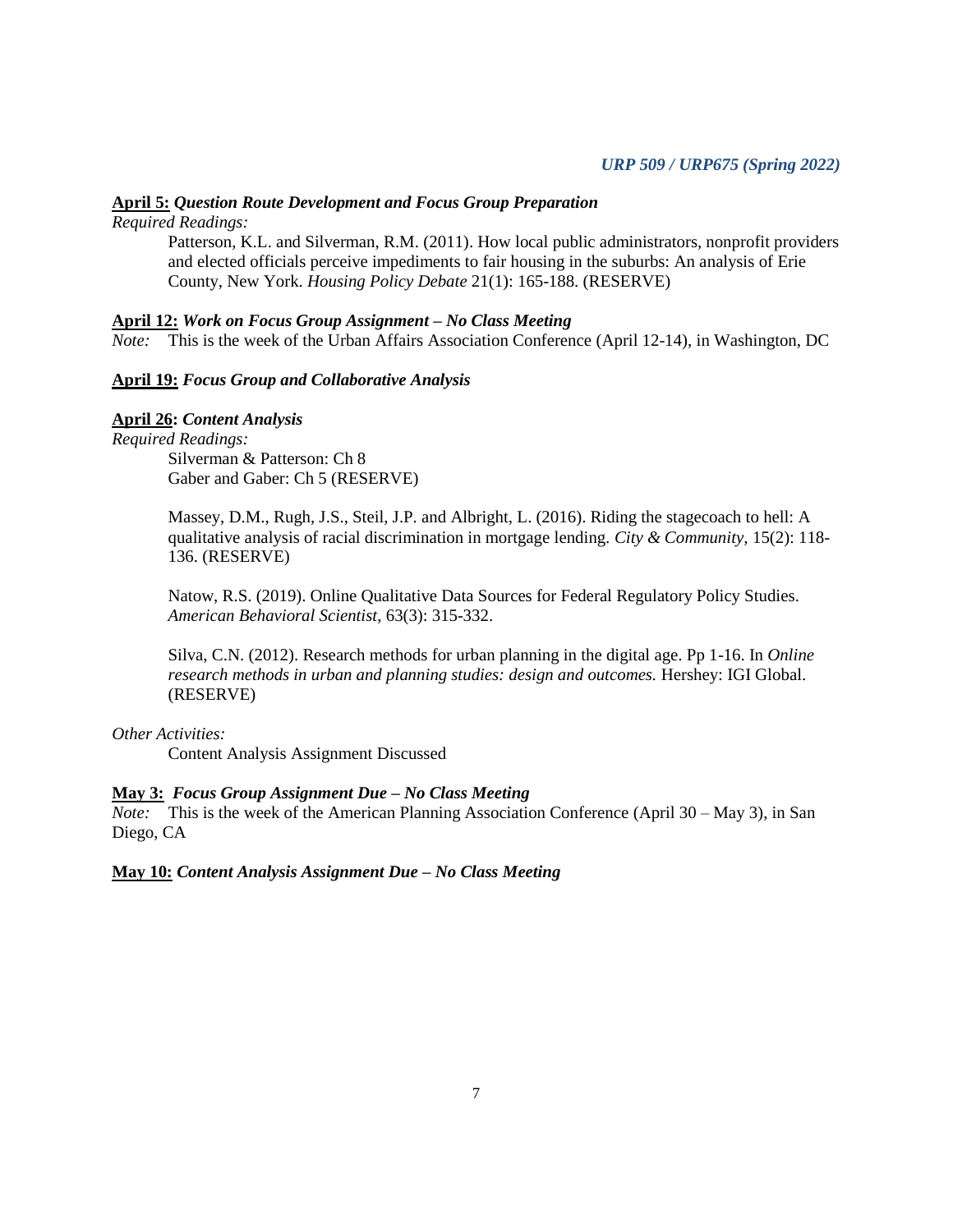**April 5:** ***Question Route Development and Focus Group Preparation***

*Required Readings:*

Patterson, K.L. and Silverman, R.M. (2011). How local public administrators, nonprofit providers and elected officials perceive impediments to fair housing in the suburbs: An analysis of Erie County, New York. *Housing Policy Debate* 21(1): 165-188. (RESERVE)

**April 12:** ***Work on Focus Group Assignment – No Class Meeting***

*Note:* This is the week of the Urban Affairs Association Conference (April 12-14), in Washington, DC

**April 19:** ***Focus Group and Collaborative Analysis***

**April 26:** ***Content Analysis***

*Required Readings:*

Silverman & Patterson: Ch 8

Gaber and Gaber: Ch 5 (RESERVE)

Massey, D.M., Rugh, J.S., Steil, J.P. and Albright, L. (2016). Riding the stagecoach to hell: A qualitative analysis of racial discrimination in mortgage lending. *City & Community*, 15(2): 118-136. (RESERVE)

Natow, R.S. (2019). Online Qualitative Data Sources for Federal Regulatory Policy Studies. *American Behavioral Scientist*, 63(3): 315-332.

Silva, C.N. (2012). Research methods for urban planning in the digital age. Pp 1-16. In *Online research methods in urban and planning studies: design and outcomes.* Hershey: IGI Global. (RESERVE)

*Other Activities:*

Content Analysis Assignment Discussed

**May 3:** ***Focus Group Assignment Due – No Class Meeting***

*Note:* This is the week of the American Planning Association Conference (April 30 – May 3), in San Diego, CA

**May 10:** ***Content Analysis Assignment Due – No Class Meeting***